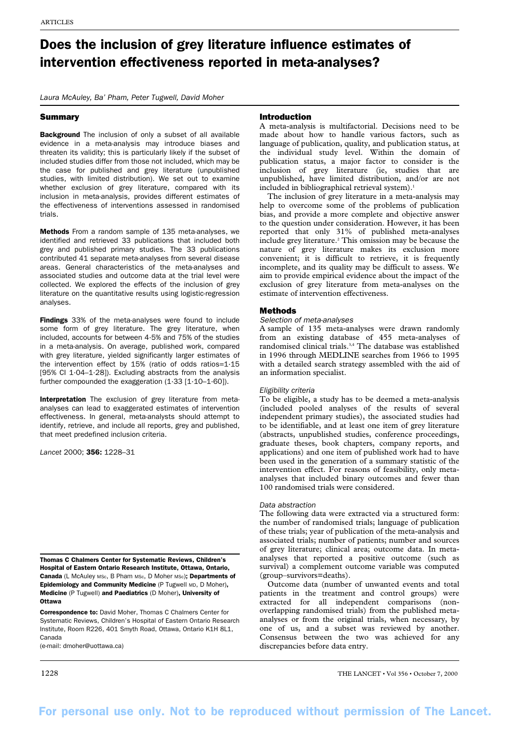# Does the inclusion of grey literature influence estimates of intervention effectiveness reported in meta-analyses?

*Laura McAuley, Ba' Pham, Peter Tugwell, David Moher*

## Summary

**Background** The inclusion of only a subset of all available evidence in a meta-analysis may introduce biases and threaten its validity; this is particularly likely if the subset of included studies differ from those not included, which may be the case for published and grey literature (unpublished studies, with limited distribution). We set out to examine whether exclusion of grey literature, compared with its inclusion in meta-analysis, provides different estimates of the effectiveness of interventions assessed in randomised trials.

**Methods** From a random sample of 135 meta-analyses, we identified and retrieved 33 publications that included both grey and published primary studies. The 33 publications contributed 41 separate meta-analyses from several disease areas. General characteristics of the meta-analyses and associated studies and outcome data at the trial level were collected. We explored the effects of the inclusion of grey literature on the quantitative results using logistic-regression analyses.

**Findings** 33% of the meta-analyses were found to include some form of grey literature. The grey literature, when included, accounts for between 4·5% and 75% of the studies in a meta-analysis. On average, published work, compared with grey literature, yielded significantly larger estimates of the intervention effect by 15% (ratio of odds ratios=1·15 [95% CI 1·04–1·28]). Excluding abstracts from the analysis further compounded the exaggeration (1·33 [1·10–1·60]).

**Interpretation** The exclusion of grey literature from meta-analyses can lead to exaggerated estimates of intervention effectiveness. In general, meta-analysts should attempt to identify, retrieve, and include all reports, grey and published, that meet predefined inclusion criteria.

*Lancet* 2000; **356:** 1228–31

**Thomas C Chalmers Center for Systematic Reviews, Children's Hospital of Eastern Ontario Research Institute, Ottawa, Ontario, Canada** (L McAuley MSc, B Pham MSc, D Moher MSc)**; Departments of Epidemiology and Community Medicine** (P Tugwell MD, D Moher)**, Medicine** (P Tugwell) **and Paediatrics** (D Moher)**, University of Ottawa**

**Correspondence to:** David Moher, Thomas C Chalmers Center for Systematic Reviews, Children's Hospital of Eastern Ontario Research Institute, Room R226, 401 Smyth Road, Ottawa, Ontario K1H 8L1, Canada
(e-mail: dmoher@uottawa.ca)

## Introduction

A meta-analysis is multifactorial. Decisions need to be made about how to handle various factors, such as language of publication, quality, and publication status, at the individual study level. Within the domain of publication status, a major factor to consider is the inclusion of grey literature (ie, studies that are unpublished, have limited distribution, and/or are not included in bibliographical retrieval system).[1]

The inclusion of grey literature in a meta-analysis may help to overcome some of the problems of publication bias, and provide a more complete and objective answer to the question under consideration. However, it has been reported that only 31% of published meta-analyses include grey literature.[2] This omission may be because the nature of grey literature makes its exclusion more convenient; it is difficult to retrieve, it is frequently incomplete, and its quality may be difficult to assess. We aim to provide empirical evidence about the impact of the exclusion of grey literature from meta-analyses on the estimate of intervention effectiveness.

## Methods

### Selection of meta-analyses

A sample of 135 meta-analyses were drawn randomly from an existing database of 455 meta-analyses of randomised clinical trials.[3,4] The database was established in 1996 through MEDLINE searches from 1966 to 1995 with a detailed search strategy assembled with the aid of an information specialist.

### Eligibility criteria

To be eligible, a study has to be deemed a meta-analysis (included pooled analyses of the results of several independent primary studies), the associated studies had to be identifiable, and at least one item of grey literature (abstracts, unpublished studies, conference proceedings, graduate theses, book chapters, company reports, and applications) and one item of published work had to have been used in the generation of a summary statistic of the intervention effect. For reasons of feasibility, only meta-analyses that included binary outcomes and fewer than 100 randomised trials were considered.

### Data abstraction

The following data were extracted via a structured form: the number of randomised trials; language of publication of these trials; year of publication of the meta-analysis and associated trials; number of patients; number and sources of grey literature; clinical area; outcome data. In meta-analyses that reported a positive outcome (such as survival) a complement outcome variable was computed (group–survivors=deaths).

Outcome data (number of unwanted events and total patients in the treatment and control groups) were extracted for all independent comparisons (non-overlapping randomised trials) from the published meta-analyses or from the original trials, when necessary, by one of us, and a subset was reviewed by another. Consensus between the two was achieved for any discrepancies before data entry.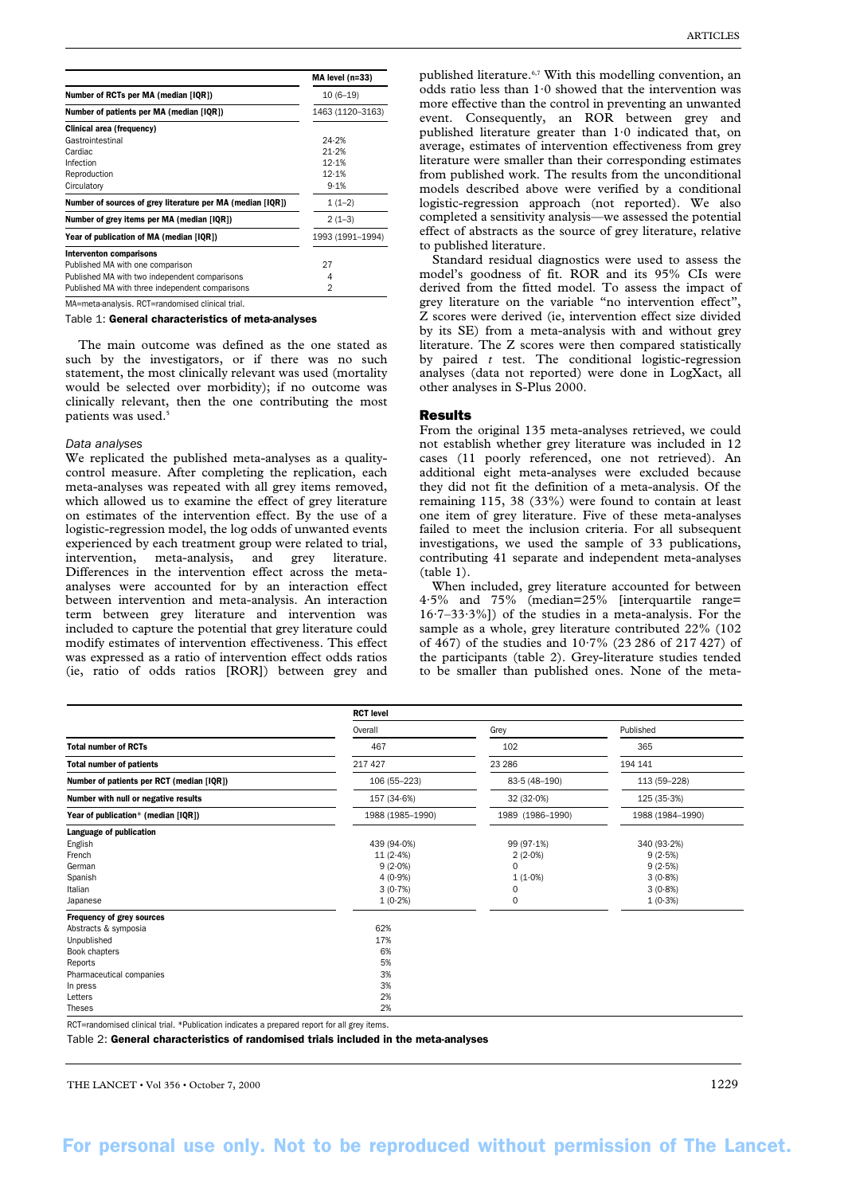| | MA level (n=33) |
|---|---|
| **Number of RCTs per MA (median [IQR])** | 10 (6–19) |
| **Number of patients per MA (median [IQR])** | 1463 (1120–3163) |
| **Clinical area (frequency)** | |
| Gastrointestinal | 24·2% |
| Cardiac | 21·2% |
| Infection | 12·1% |
| Reproduction | 12·1% |
| Circulatory | 9·1% |
| **Number of sources of grey literature per MA (median [IQR])** | 1 (1–2) |
| **Number of grey items per MA (median [IQR])** | 2 (1–3) |
| **Year of publication of MA (median [IQR])** | 1993 (1991–1994) |
| **Interventon comparisons** | |
| Published MA with one comparison | 27 |
| Published MA with two independent comparisons | 4 |
| Published MA with three independent comparisons | 2 |

MA=meta-analysis. RCT=randomised clinical trial.

Table 1: **General characteristics of meta-analyses**

The main outcome was defined as the one stated as such by the investigators, or if there was no such statement, the most clinically relevant was used (mortality would be selected over morbidity); if no outcome was clinically relevant, then the one contributing the most patients was used.[5]

### *Data analyses*

We replicated the published meta-analyses as a quality-control measure. After completing the replication, each meta-analyses was repeated with all grey items removed, which allowed us to examine the effect of grey literature on estimates of the intervention effect. By the use of a logistic-regression model, the log odds of unwanted events experienced by each treatment group were related to trial, intervention, meta-analysis, and grey literature. Differences in the intervention effect across the meta-analyses were accounted for by an interaction effect between intervention and meta-analysis. An interaction term between grey literature and intervention was included to capture the potential that grey literature could modify estimates of intervention effectiveness. This effect was expressed as a ratio of intervention effect odds ratios (ie, ratio of odds ratios [ROR]) between grey and published literature.[6,7] With this modelling convention, an odds ratio less than 1·0 showed that the intervention was more effective than the control in preventing an unwanted event. Consequently, an ROR between grey and published literature greater than 1·0 indicated that, on average, estimates of intervention effectiveness from grey literature were smaller than their corresponding estimates from published work. The results from the unconditional models described above were verified by a conditional logistic-regression approach (not reported). We also completed a sensitivity analysis—we assessed the potential effect of abstracts as the source of grey literature, relative to published literature.

Standard residual diagnostics were used to assess the model's goodness of fit. ROR and its 95% CIs were derived from the fitted model. To assess the impact of grey literature on the variable "no intervention effect", Z scores were derived (ie, intervention effect size divided by its SE) from a meta-analysis with and without grey literature. The Z scores were then compared statistically by paired *t* test. The conditional logistic-regression analyses (data not reported) were done in LogXact, all other analyses in S-Plus 2000.

## Results

From the original 135 meta-analyses retrieved, we could not establish whether grey literature was included in 12 cases (11 poorly referenced, one not retrieved). An additional eight meta-analyses were excluded because they did not fit the definition of a meta-analysis. Of the remaining 115, 38 (33%) were found to contain at least one item of grey literature. Five of these meta-analyses failed to meet the inclusion criteria. For all subsequent investigations, we used the sample of 33 publications, contributing 41 separate and independent meta-analyses (table 1).

When included, grey literature accounted for between 4·5% and 75% (median=25% [interquartile range= 16·7–33·3%]) of the studies in a meta-analysis. For the sample as a whole, grey literature contributed 22% (102 of 467) of the studies and 10·7% (23 286 of 217 427) of the participants (table 2). Grey-literature studies tended to be smaller than published ones. None of the meta-

| | RCT level | | |
|---|---|---|---|
| | Overall | Grey | Published |
| **Total number of RCTs** | 467 | 102 | 365 |
| **Total number of patients** | 217 427 | 23 286 | 194 141 |
| **Number of patients per RCT (median [IQR])** | 106 (55–223) | 83·5 (48–190) | 113 (59–228) |
| **Number with null or negative results** | 157 (34·6%) | 32 (32·0%) | 125 (35·3%) |
| **Year of publication\* (median [IQR])** | 1988 (1985–1990) | 1989 (1986–1990) | 1988 (1984–1990) |
| **Language of publication** | | | |
| English | 439 (94·0%) | 99 (97·1%) | 340 (93·2%) |
| French | 11 (2·4%) | 2 (2·0%) | 9 (2·5%) |
| German | 9 (2·0%) | 0 | 9 (2·5%) |
| Spanish | 4 (0·9%) | 1 (1·0%) | 3 (0·8%) |
| Italian | 3 (0·7%) | 0 | 3 (0·8%) |
| Japanese | 1 (0·2%) | 0 | 1 (0·3%) |
| **Frequency of grey sources** | | | |
| Abstracts & symposia | 62% | | |
| Unpublished | 17% | | |
| Book chapters | 6% | | |
| Reports | 5% | | |
| Pharmaceutical companies | 3% | | |
| In press | 3% | | |
| Letters | 2% | | |
| Theses | 2% | | |

RCT=randomised clinical trial. \*Publication indicates a prepared report for all grey items.

Table 2: **General characteristics of randomised trials included in the meta-analyses**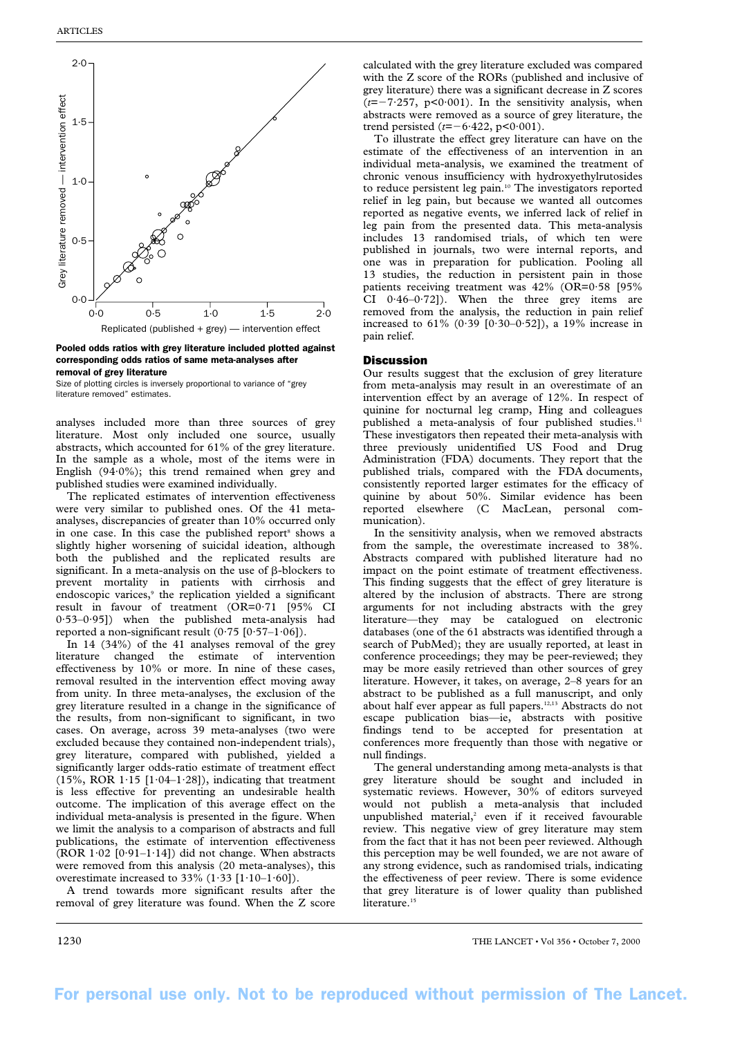Pooled odds ratios with grey literature included plotted against corresponding odds ratios of same meta-analyses after removal of grey literature

Size of plotting circles is inversely proportional to variance of "grey literature removed" estimates.

analyses included more than three sources of grey literature. Most only included one source, usually abstracts, which accounted for 61% of the grey literature. In the sample as a whole, most of the items were in English (94·0%); this trend remained when grey and published studies were examined individually.

The replicated estimates of intervention effectiveness were very similar to published ones. Of the 41 meta-analyses, discrepancies of greater than 10% occurred only in one case. In this case the published report[8] shows a slightly higher worsening of suicidal ideation, although both the published and the replicated results are significant. In a meta-analysis on the use of β-blockers to prevent mortality in patients with cirrhosis and endoscopic varices,[9] the replication yielded a significant result in favour of treatment (OR=0·71 [95% CI 0·53–0·95]) when the published meta-analysis had reported a non-significant result (0·75 [0·57–1·06]).

In 14 (34%) of the 41 analyses removal of the grey literature changed the estimate of intervention effectiveness by 10% or more. In nine of these cases, removal resulted in the intervention effect moving away from unity. In three meta-analyses, the exclusion of the grey literature resulted in a change in the significance of the results, from non-significant to significant, in two cases. On average, across 39 meta-analyses (two were excluded because they contained non-independent trials), grey literature, compared with published, yielded a significantly larger odds-ratio estimate of treatment effect (15%, ROR 1·15 [1·04–1·28]), indicating that treatment is less effective for preventing an undesirable health outcome. The implication of this average effect on the individual meta-analysis is presented in the figure. When we limit the analysis to a comparison of abstracts and full publications, the estimate of intervention effectiveness (ROR 1·02 [0·91–1·14]) did not change. When abstracts were removed from this analysis (20 meta-analyses), this overestimate increased to 33% (1·33 [1·10–1·60]).

A trend towards more significant results after the removal of grey literature was found. When the Z score calculated with the grey literature excluded was compared with the Z score of the RORs (published and inclusive of grey literature) there was a significant decrease in Z scores ($t=-7{\cdot}257$, $p<0{\cdot}001$). In the sensitivity analysis, when abstracts were removed as a source of grey literature, the trend persisted ($t=-6{\cdot}422$, $p<0{\cdot}001$).

To illustrate the effect grey literature can have on the estimate of the effectiveness of an intervention in an individual meta-analysis, we examined the treatment of chronic venous insufficiency with hydroxyethylrutosides to reduce persistent leg pain.[10] The investigators reported relief in leg pain, but because we wanted all outcomes reported as negative events, we inferred lack of relief in leg pain from the presented data. This meta-analysis includes 13 randomised trials, of which ten were published in journals, two were internal reports, and one was in preparation for publication. Pooling all 13 studies, the reduction in persistent pain in those patients receiving treatment was 42% (OR=0·58 [95% CI 0·46–0·72]). When the three grey items are removed from the analysis, the reduction in pain relief increased to 61% (0·39 [0·30–0·52]), a 19% increase in pain relief.

## Discussion

Our results suggest that the exclusion of grey literature from meta-analysis may result in an overestimate of an intervention effect by an average of 12%. In respect of quinine for nocturnal leg cramp, Hing and colleagues published a meta-analysis of four published studies.[11] These investigators then repeated their meta-analysis with three previously unidentified US Food and Drug Administration (FDA) documents. They report that the published trials, compared with the FDA documents, consistently reported larger estimates for the efficacy of quinine by about 50%. Similar evidence has been reported elsewhere (C MacLean, personal communication).

In the sensitivity analysis, when we removed abstracts from the sample, the overestimate increased to 38%. Abstracts compared with published literature had no impact on the point estimate of treatment effectiveness. This finding suggests that the effect of grey literature is altered by the inclusion of abstracts. There are strong arguments for not including abstracts with the grey literature—they may be catalogued on electronic databases (one of the 61 abstracts was identified through a search of PubMed); they are usually reported, at least in conference proceedings; they may be peer-reviewed; they may be more easily retrieved than other sources of grey literature. However, it takes, on average, 2–8 years for an abstract to be published as a full manuscript, and only about half ever appear as full papers.[12,13] Abstracts do not escape publication bias—ie, abstracts with positive findings tend to be accepted for presentation at conferences more frequently than those with negative or null findings.

The general understanding among meta-analysts is that grey literature should be sought and included in systematic reviews. However, 30% of editors surveyed would not publish a meta-analysis that included unpublished material,[2] even if it received favourable review. This negative view of grey literature may stem from the fact that it has not been peer reviewed. Although this perception may be well founded, we are not aware of any strong evidence, such as randomised trials, indicating the effectiveness of peer review. There is some evidence that grey literature is of lower quality than published literature.[15]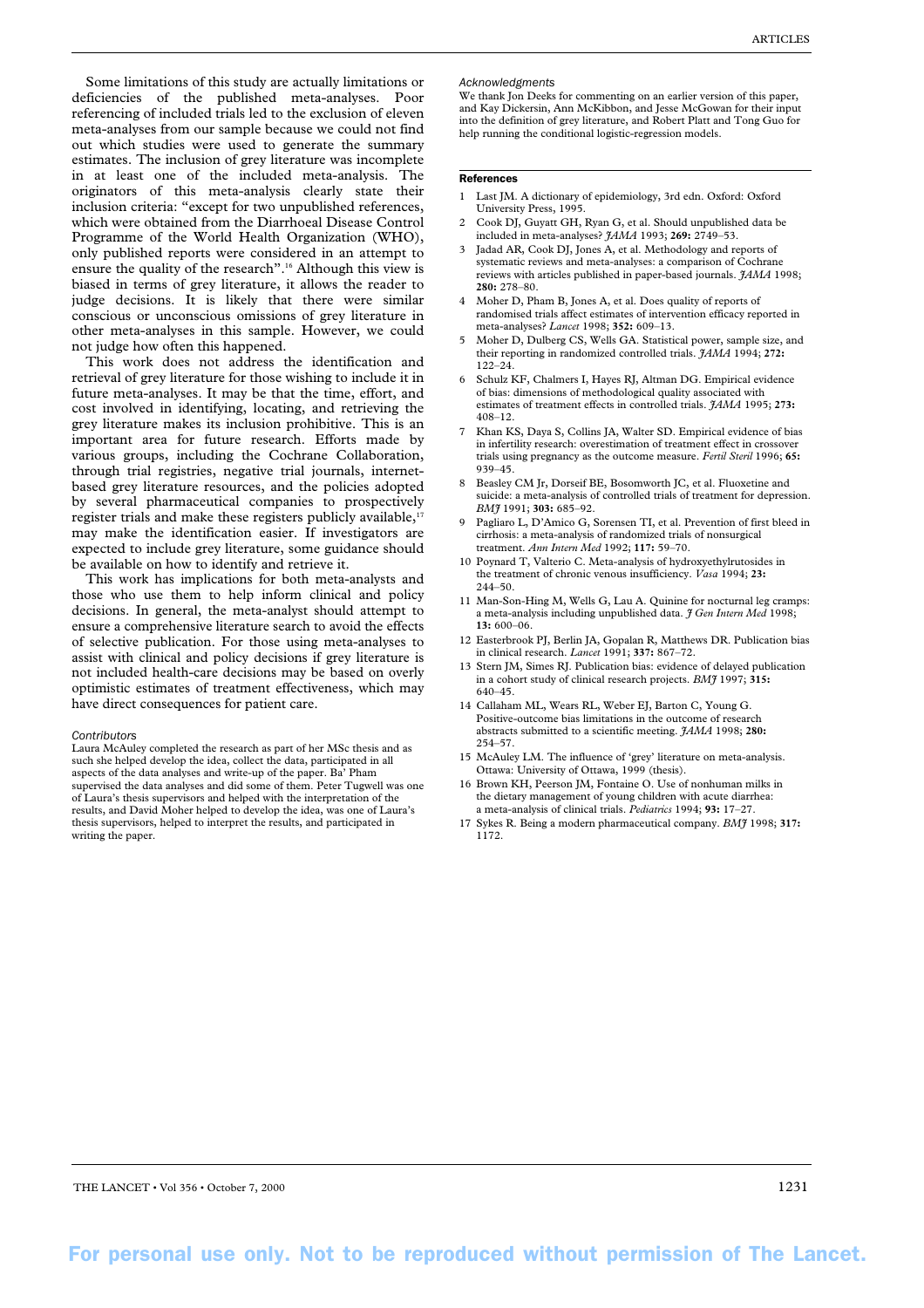Some limitations of this study are actually limitations or deficiencies of the published meta-analyses. Poor referencing of included trials led to the exclusion of eleven meta-analyses from our sample because we could not find out which studies were used to generate the summary estimates. The inclusion of grey literature was incomplete in at least one of the included meta-analysis. The originators of this meta-analysis clearly state their inclusion criteria: "except for two unpublished references, which were obtained from the Diarrhoeal Disease Control Programme of the World Health Organization (WHO), only published reports were considered in an attempt to ensure the quality of the research".[16] Although this view is biased in terms of grey literature, it allows the reader to judge decisions. It is likely that there were similar conscious or unconscious omissions of grey literature in other meta-analyses in this sample. However, we could not judge how often this happened.

This work does not address the identification and retrieval of grey literature for those wishing to include it in future meta-analyses. It may be that the time, effort, and cost involved in identifying, locating, and retrieving the grey literature makes its inclusion prohibitive. This is an important area for future research. Efforts made by various groups, including the Cochrane Collaboration, through trial registries, negative trial journals, internet-based grey literature resources, and the policies adopted by several pharmaceutical companies to prospectively register trials and make these registers publicly available,[17] may make the identification easier. If investigators are expected to include grey literature, some guidance should be available on how to identify and retrieve it.

This work has implications for both meta-analysts and those who use them to help inform clinical and policy decisions. In general, the meta-analyst should attempt to ensure a comprehensive literature search to avoid the effects of selective publication. For those using meta-analyses to assist with clinical and policy decisions if grey literature is not included health-care decisions may be based on overly optimistic estimates of treatment effectiveness, which may have direct consequences for patient care.

*Contributors*

Laura McAuley completed the research as part of her MSc thesis and as such she helped develop the idea, collect the data, participated in all aspects of the data analyses and write-up of the paper. Ba' Pham supervised the data analyses and did some of them. Peter Tugwell was one of Laura's thesis supervisors and helped with the interpretation of the results, and David Moher helped to develop the idea, was one of Laura's thesis supervisors, helped to interpret the results, and participated in writing the paper.

*Acknowledgments*

We thank Jon Deeks for commenting on an earlier version of this paper, and Kay Dickersin, Ann McKibbon, and Jesse McGowan for their input into the definition of grey literature, and Robert Platt and Tong Guo for help running the conditional logistic-regression models.

## References

1. Last JM. A dictionary of epidemiology, 3rd edn. Oxford: Oxford University Press, 1995.
2. Cook DJ, Guyatt GH, Ryan G, et al. Should unpublished data be included in meta-analyses? *JAMA* 1993; **269:** 2749–53.
3. Jadad AR, Cook DJ, Jones A, et al. Methodology and reports of systematic reviews and meta-analyses: a comparison of Cochrane reviews with articles published in paper-based journals. *JAMA* 1998; **280:** 278–80.
4. Moher D, Pham B, Jones A, et al. Does quality of reports of randomised trials affect estimates of intervention efficacy reported in meta-analyses? *Lancet* 1998; **352:** 609–13.
5. Moher D, Dulberg CS, Wells GA. Statistical power, sample size, and their reporting in randomized controlled trials. *JAMA* 1994; **272:** 122–24.
6. Schulz KF, Chalmers I, Hayes RJ, Altman DG. Empirical evidence of bias: dimensions of methodological quality associated with estimates of treatment effects in controlled trials. *JAMA* 1995; **273:** 408–12.
7. Khan KS, Daya S, Collins JA, Walter SD. Empirical evidence of bias in infertility research: overestimation of treatment effect in crossover trials using pregnancy as the outcome measure. *Fertil Steril* 1996; **65:** 939–45.
8. Beasley CM Jr, Dorseif BE, Bosomworth JC, et al. Fluoxetine and suicide: a meta-analysis of controlled trials of treatment for depression. *BMJ* 1991; **303:** 685–92.
9. Pagliaro L, D'Amico G, Sorensen TI, et al. Prevention of first bleed in cirrhosis: a meta-analysis of randomized trials of nonsurgical treatment. *Ann Intern Med* 1992; **117:** 59–70.
10. Poynard T, Valterio C. Meta-analysis of hydroxyethylrutosides in the treatment of chronic venous insufficiency. *Vasa* 1994; **23:** 244–50.
11. Man-Son-Hing M, Wells G, Lau A. Quinine for nocturnal leg cramps: a meta-analysis including unpublished data. *J Gen Intern Med* 1998; **13:** 600–06.
12. Easterbrook PJ, Berlin JA, Gopalan R, Matthews DR. Publication bias in clinical research. *Lancet* 1991; **337:** 867–72.
13. Stern JM, Simes RJ. Publication bias: evidence of delayed publication in a cohort study of clinical research projects. *BMJ* 1997; **315:** 640–45.
14. Callaham ML, Wears RL, Weber EJ, Barton C, Young G. Positive-outcome bias limitations in the outcome of research abstracts submitted to a scientific meeting. *JAMA* 1998; **280:** 254–57.
15. McAuley LM. The influence of 'grey' literature on meta-analysis. Ottawa: University of Ottawa, 1999 (thesis).
16. Brown KH, Peerson JM, Fontaine O. Use of nonhuman milks in the dietary management of young children with acute diarrhea: a meta-analysis of clinical trials. *Pediatrics* 1994; **93:** 17–27.
17. Sykes R. Being a modern pharmaceutical company. *BMJ* 1998; **317:** 1172.